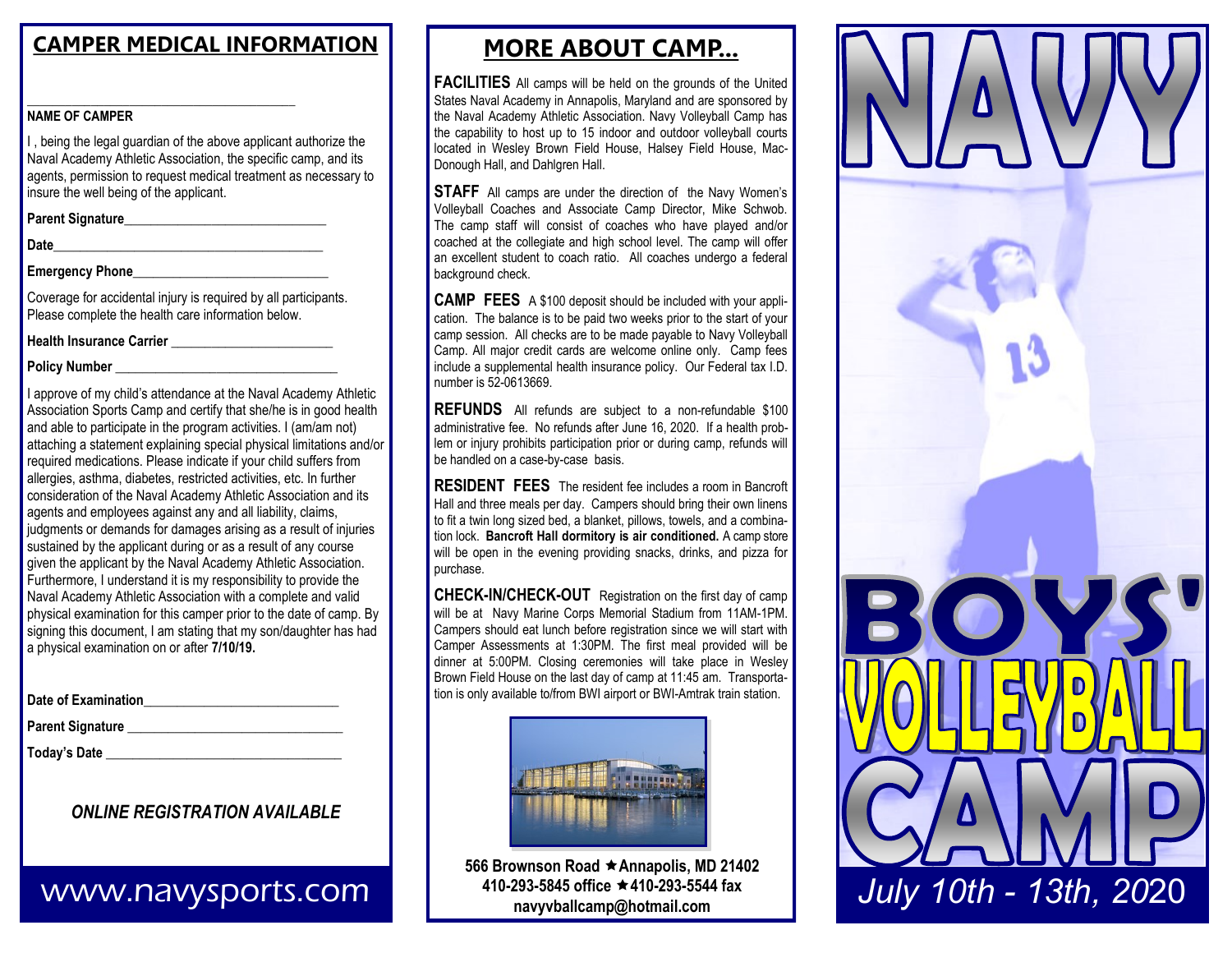## CAMPER MEDICAL INFORMATION

\_\_\_\_\_\_\_\_\_\_\_\_\_\_\_\_\_\_\_\_\_\_\_\_\_\_\_\_\_\_\_\_\_\_\_\_\_\_\_\_

**NAME OF CAMPER**

I , being the legal guardian of the above applicant authorize the Naval Academy Athletic Association, the specific camp, and its agents, permission to request medical treatment as necessary to insure the well being of the applicant.

**Parent Signature**\_\_\_\_\_\_\_\_\_\_\_\_\_\_\_\_\_\_\_\_\_\_\_\_\_\_\_\_\_\_

**Date**\_\_\_\_\_\_\_\_\_\_\_\_\_\_\_\_\_\_\_\_\_\_\_\_\_\_\_\_\_\_\_\_\_\_\_\_\_\_\_\_

**Emergency Phone**\_\_\_\_\_\_\_\_\_\_\_\_\_\_\_\_\_\_\_\_\_\_\_\_\_\_\_\_\_

Coverage for accidental injury is required by all participants. Please complete the health care information below.

**Health Insurance Carrier** \_\_\_\_\_\_\_\_\_\_\_\_\_\_\_\_\_\_\_\_\_\_\_\_\_

**Policy Number** \_\_\_\_\_\_\_\_\_\_\_\_\_\_\_\_\_\_\_\_\_\_\_\_\_\_\_\_\_\_\_\_

I approve of my child's attendance at the Naval Academy Athletic Association Sports Camp and certify that she/he is in good health and able to participate in the program activities. I (am/am not) attaching a statement explaining special physical limitations and/or required medications. Please indicate if your child suffers from allergies, asthma, diabetes, restricted activities, etc. In further consideration of the Naval Academy Athletic Association and its agents and employees against any and all liability, claims, judgments or demands for damages arising as a result of injuries sustained by the applicant during or as a result of any course given the applicant by the Naval Academy Athletic Association. Furthermore, I understand it is my responsibility to provide the Naval Academy Athletic Association with a complete and valid physical examination for this camper prior to the date of camp. By signing this document, I am stating that my son/daughter has had a physical examination on or after **7/10/19.**

**Date of Examination**\_\_\_\_\_\_\_\_\_\_\_\_\_\_\_\_\_\_\_\_\_\_\_\_\_\_\_\_\_

**Parent Signature** \_\_\_\_\_\_\_\_\_\_\_\_\_\_\_\_\_\_\_\_\_\_\_\_\_\_\_\_\_\_\_\_

**Today's Date** \_\_\_\_\_\_\_\_\_\_\_\_\_\_\_\_\_\_\_\_\_\_\_\_\_\_\_\_\_\_\_\_\_\_\_

***ONLINE REGISTRATION AVAILABLE***

www.navysports.com

## MORE ABOUT CAMP...

**FACILITIES** All camps will be held on the grounds of the United States Naval Academy in Annapolis, Maryland and are sponsored by the Naval Academy Athletic Association. Navy Volleyball Camp has the capability to host up to 15 indoor and outdoor volleyball courts located in Wesley Brown Field House, Halsey Field House, MacDonough Hall, and Dahlgren Hall.

**STAFF** All camps are under the direction of the Navy Women's Volleyball Coaches and Associate Camp Director, Mike Schwob. The camp staff will consist of coaches who have played and/or coached at the collegiate and high school level. The camp will offer an excellent student to coach ratio. All coaches undergo a federal background check.

**CAMP FEES** A $100 deposit should be included with your application. The balance is to be paid two weeks prior to the start of your camp session. All checks are to be made payable to Navy Volleyball Camp. All major credit cards are welcome online only. Camp fees include a supplemental health insurance policy. Our Federal tax I.D. number is 52-0613669.

**REFUNDS** All refunds are subject to a non-refundable $100 administrative fee. No refunds after June 16, 2020. If a health problem or injury prohibits participation prior or during camp, refunds will be handled on a case-by-case basis.

**RESIDENT FEES** The resident fee includes a room in Bancroft Hall and three meals per day. Campers should bring their own linens to fit a twin long sized bed, a blanket, pillows, towels, and a combination lock. **Bancroft Hall dormitory is air conditioned.** A camp store will be open in the evening providing snacks, drinks, and pizza for purchase.

**CHECK-IN/CHECK-OUT** Registration on the first day of camp will be at Navy Marine Corps Memorial Stadium from 11AM-1PM. Campers should eat lunch before registration since we will start with Camper Assessments at 1:30PM. The first meal provided will be dinner at 5:00PM. Closing ceremonies will take place in Wesley Brown Field House on the last day of camp at 11:45 am. Transportation is only available to/from BWI airport or BWI-Amtrak train station.

**566 Brownson Road ★Annapolis, MD 21402**
**410-293-5845 office ★410-293-5544 fax**
**navyvballcamp@hotmail.com**

# NAVY BOYS' VOLLEYBALL CAMP

*July 10th - 13th, 2020*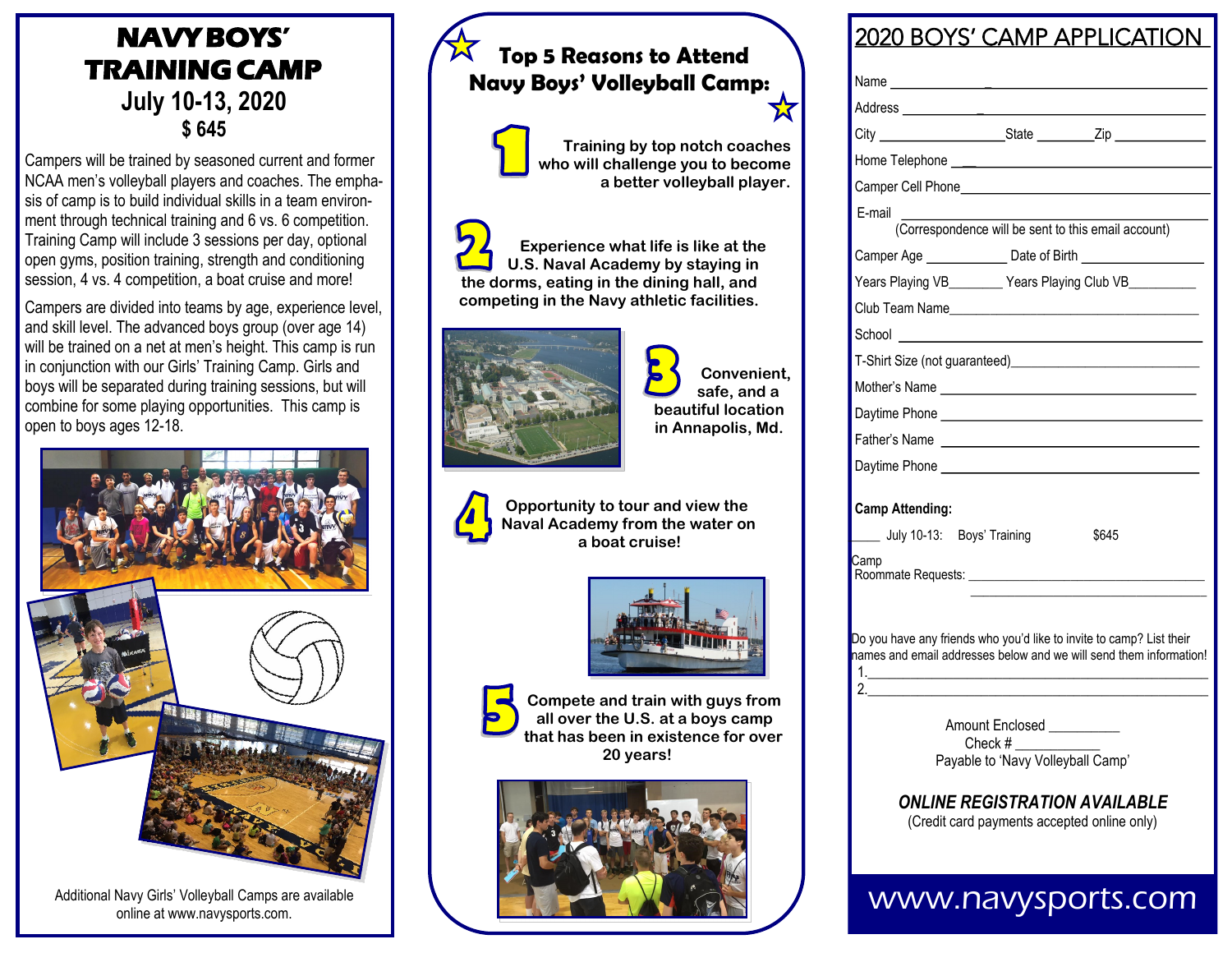# NAVY BOYS' TRAINING CAMP

## July 10-13, 2020

### $ 645

Campers will be trained by seasoned current and former NCAA men's volleyball players and coaches. The emphasis of camp is to build individual skills in a team environment through technical training and 6 vs. 6 competition. Training Camp will include 3 sessions per day, optional open gyms, position training, strength and conditioning session, 4 vs. 4 competition, a boat cruise and more!

Campers are divided into teams by age, experience level, and skill level. The advanced boys group (over age 14) will be trained on a net at men's height. This camp is run in conjunction with our Girls' Training Camp. Girls and boys will be separated during training sessions, but will combine for some playing opportunities. This camp is open to boys ages 12-18.

Additional Navy Girls' Volleyball Camps are available online at www.navysports.com.

## Top 5 Reasons to Attend Navy Boys' Volleyball Camp:

1. Training by top notch coaches who will challenge you to become a better volleyball player.
2. Experience what life is like at the U.S. Naval Academy by staying in the dorms, eating in the dining hall, and competing in the Navy athletic facilities.
3. Convenient, safe, and a beautiful location in Annapolis, Md.
4. Opportunity to tour and view the Naval Academy from the water on a boat cruise!
5. Compete and train with guys from all over the U.S. at a boys camp that has been in existence for over 20 years!

## 2020 BOYS' CAMP APPLICATION

Name ____________________________

Address ____________________________

City ______________ State ________ Zip ____________

Home Telephone ____________________________

Camper Cell Phone ____________________________

E-mail ____________________________
(Correspondence will be sent to this email account)

Camper Age __________ Date of Birth ______________

Years Playing VB________ Years Playing Club VB_________

Club Team Name ____________________________

School ____________________________

T-Shirt Size (not guaranteed) ____________________________

Mother's Name ____________________________

Daytime Phone ____________________________

Father's Name ____________________________

Daytime Phone ____________________________

**Camp Attending:**

____ July 10-13: Boys' Training Camp $645

Roommate Requests: ____________________________

____________________________

Do you have any friends who you'd like to invite to camp? List their names and email addresses below and we will send them information!

1. ____________________________
2. ____________________________

Amount Enclosed __________
Check # ___________
Payable to 'Navy Volleyball Camp'

***ONLINE REGISTRATION AVAILABLE***
(Credit card payments accepted online only)

www.navysports.com